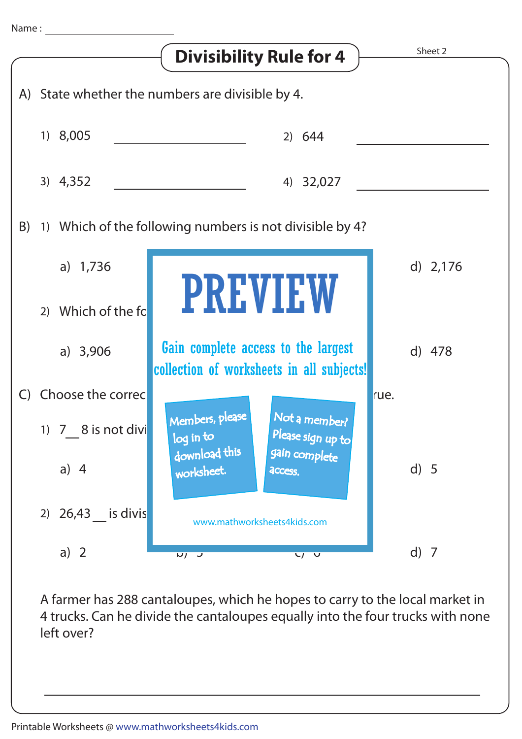Name : ____________________

# Divisibility Rule for 4

Sheet 2

A) State whether the numbers are divisible by 4.

1) 8,005 ____________ 2) 644 ____________

3) 4,352 ____________ 4) 32,027 ____________

B) 1) Which of the following numbers is not divisible by 4?

a) 1,736 d) 2,176

2) Which of the fo

a) 3,906 d) 478

C) Choose the correc rue.

1) 7__8 is not divi

a) 4 d) 5

2) 26,43__ is divis

a) 2 d) 7

PREVIEW

Gain complete access to the largest collection of worksheets in all subjects!

Members, please log in to download this worksheet.

Not a member? Please sign up to gain complete access.

www.mathworksheets4kids.com

A farmer has 288 cantaloupes, which he hopes to carry to the local market in 4 trucks. Can he divide the cantaloupes equally into the four trucks with none left over?

____________________________________________

Printable Worksheets @ www.mathworksheets4kids.com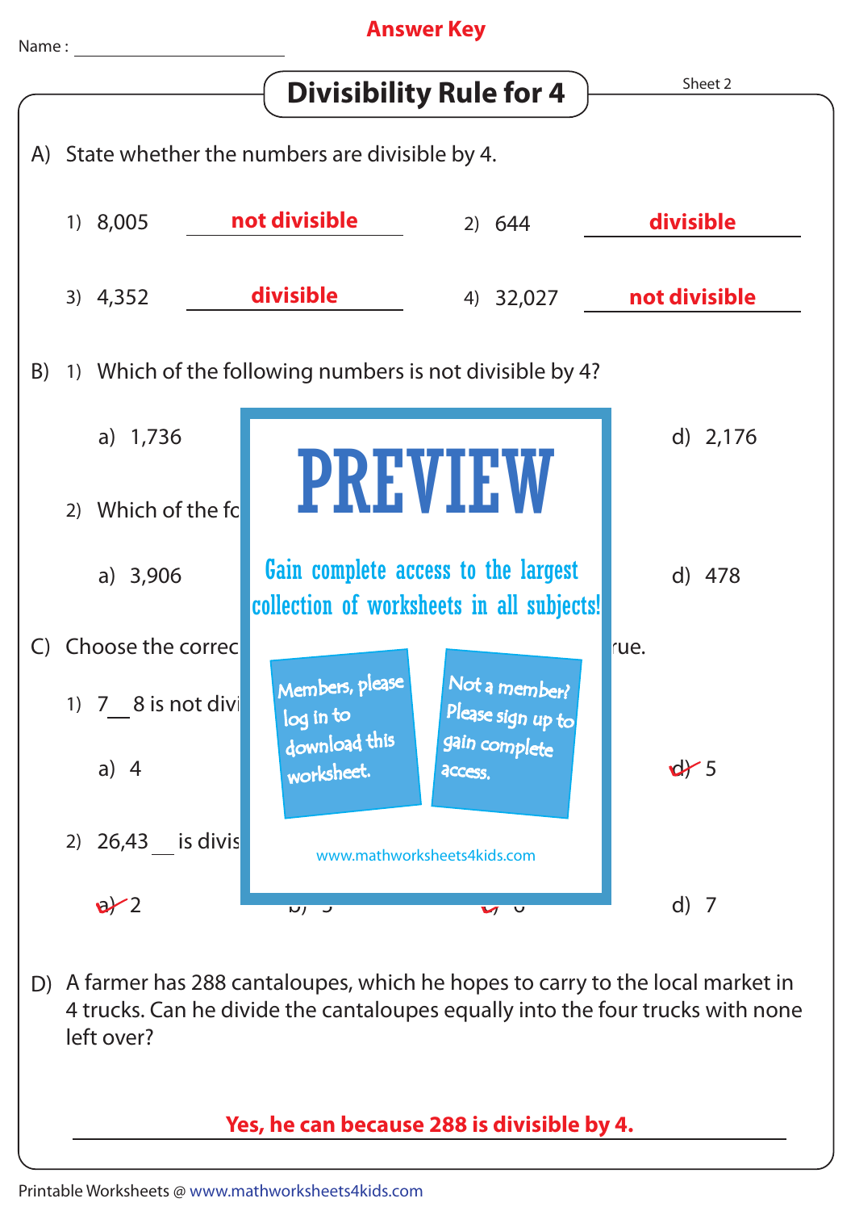Answer Key

Name : ____________________

# Divisibility Rule for 4

Sheet 2

A) State whether the numbers are divisible by 4.

1) 8,005 **not divisible**

2) 644 **divisible**

3) 4,352 **divisible**

4) 32,027 **not divisible**

B) 1) Which of the following numbers is not divisible by 4?

a) 1,736

d) 2,176

2) Which of the fc

a) 3,906

d) 478

C) Choose the correc ... rue.

1) 7__8 is not divi

a) 4

d) 5 (marked)

2) 26,43__ is divis

a) 2 (marked)

d) 7

PREVIEW

Gain complete access to the largest collection of worksheets in all subjects!

Members, please log in to download this worksheet.

Not a member? Please sign up to gain complete access.

www.mathworksheets4kids.com

D) A farmer has 288 cantaloupes, which he hopes to carry to the local market in 4 trucks. Can he divide the cantaloupes equally into the four trucks with none left over?

**Yes, he can because 288 is divisible by 4.**

Printable Worksheets @ www.mathworksheets4kids.com